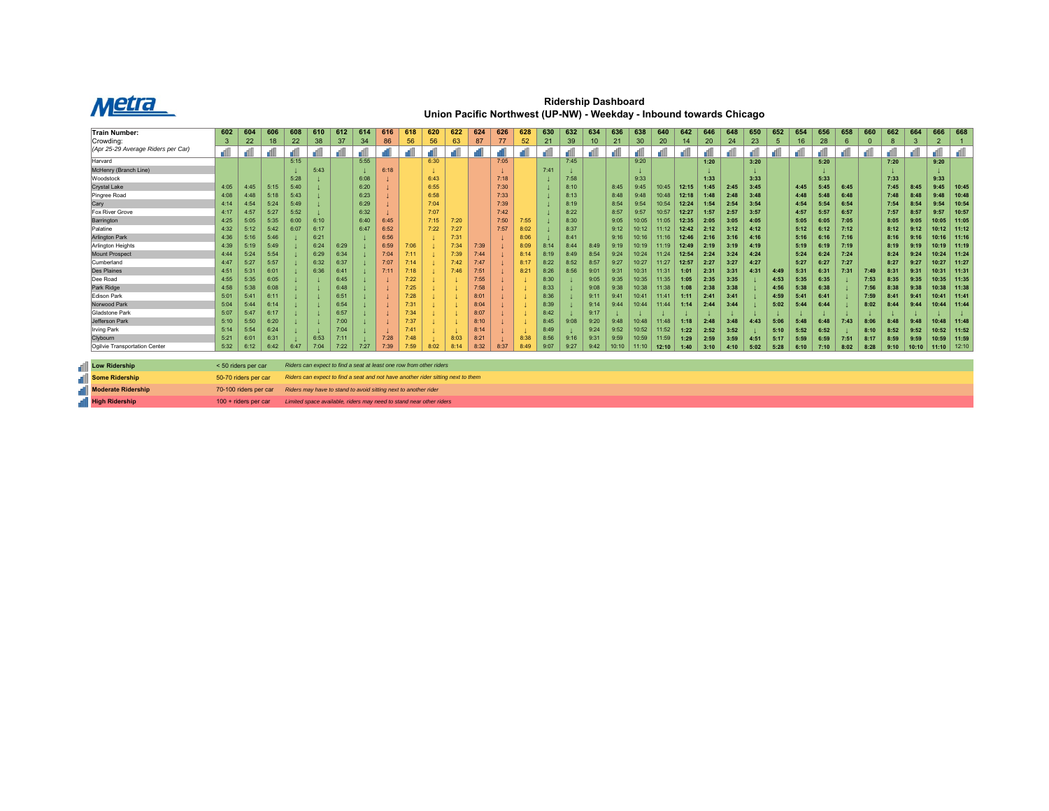# Ridership Dashboard

## Union Pacific Northwest (UP-NW) - Weekday - Inbound towards Chicago

| Train Number: | 602 | 604 | 606 | 608 | 610 | 612 | 614 | 616 | 618 | 620 | 622 | 624 | 626 | 628 | 630 | 632 | 634 | 636 | 638 | 640 | 642 | 646 | 648 | 650 | 652 | 654 | 656 | 658 | 660 | 662 | 664 | 666 | 668 |
|---|---|---|---|---|---|---|---|---|---|---|---|---|---|---|---|---|---|---|---|---|---|---|---|---|---|---|---|---|---|---|---|---|---|
| Crowding: | 3 | 22 | 18 | 22 | 38 | 37 | 34 | 86 | 56 | 56 | 63 | 87 | 77 | 52 | 21 | 39 | 10 | 21 | 30 | 20 | 14 | 20 | 24 | 23 | 5 | 16 | 28 | 6 | 0 | 8 | 3 | 2 | 1 |
| *(Apr 25-29 Average Riders per Car)* | | | | | | | | | | | | | | | | | | | | | | | | | | | | | | | | | |
| Harvard | | | | 5:15 | | | 5:55 | | | 6:30 | | | 7:05 | | | 7:45 | | | 9:20 | | | 1:20 | | 3:20 | | | 5:20 | | | 7:20 | | 9:20 | |
| McHenry (Branch Line) | | | | ↓ | 5:43 | | ↓ | 6:18 | | ↓ | | | ↓ | | 7:41 | ↓ | | | ↓ | | | ↓ | | ↓ | | | ↓ | | | ↓ | | ↓ | |
| Woodstock | | | | 5:28 | ↓ | | 6:08 | ↓ | | 6:43 | | | 7:18 | | ↓ | 7:58 | | | 9:33 | | | 1:33 | | 3:33 | | | 5:33 | | | 7:33 | | 9:33 | |
| Crystal Lake | 4:05 | 4:45 | 5:15 | 5:40 | ↓ | | 6:20 | ↓ | | 6:55 | | | 7:30 | | ↓ | 8:10 | | 8:45 | 9:45 | 10:45 | 12:15 | 1:45 | 2:45 | 3:45 | | 4:45 | 5:45 | 6:45 | | 7:45 | 8:45 | 9:45 | 10:45 |
| Pingree Road | 4:08 | 4:48 | 5:18 | 5:43 | ↓ | | 6:23 | ↓ | | 6:58 | | | 7:33 | | ↓ | 8:13 | | 8:48 | 9:48 | 10:48 | 12:18 | 1:48 | 2:48 | 3:48 | | 4:48 | 5:48 | 6:48 | | 7:48 | 8:48 | 9:48 | 10:48 |
| Cary | 4:14 | 4:54 | 5:24 | 5:49 | ↓ | | 6:29 | ↓ | | 7:04 | | | 7:39 | | ↓ | 8:19 | | 8:54 | 9:54 | 10:54 | 12:24 | 1:54 | 2:54 | 3:54 | | 4:54 | 5:54 | 6:54 | | 7:54 | 8:54 | 9:54 | 10:54 |
| Fox River Grove | 4:17 | 4:57 | 5:27 | 5:52 | ↓ | | 6:32 | ↓ | | 7:07 | | | 7:42 | | ↓ | 8:22 | | 8:57 | 9:57 | 10:57 | 12:27 | 1:57 | 2:57 | 3:57 | | 4:57 | 5:57 | 6:57 | | 7:57 | 8:57 | 9:57 | 10:57 |
| Barrington | 4:25 | 5:05 | 5:35 | 6:00 | 6:10 | | 6:40 | 6:45 | | 7:15 | 7:20 | | 7:50 | 7:55 | ↓ | 8:30 | | 9:05 | 10:05 | 11:05 | 12:35 | 2:05 | 3:05 | 4:05 | | 5:05 | 6:05 | 7:05 | | 8:05 | 9:05 | 10:05 | 11:05 |
| Palatine | 4:32 | 5:12 | 5:42 | 6:07 | 6:17 | | 6:47 | 6:52 | | 7:22 | 7:27 | | 7:57 | 8:02 | ↓ | 8:37 | | 9:12 | 10:12 | 11:12 | 12:42 | 2:12 | 3:12 | 4:12 | | 5:12 | 6:12 | 7:12 | | 8:12 | 9:12 | 10:12 | 11:12 |
| Arlington Park | 4:36 | 5:16 | 5:46 | ↓ | 6:21 | | ↓ | 6:56 | | ↓ | 7:31 | | ↓ | 8:06 | ↓ | 8:41 | | 9:16 | 10:16 | 11:16 | 12:46 | 2:16 | 3:16 | 4:16 | | 5:16 | 6:16 | 7:16 | | 8:16 | 9:16 | 10:16 | 11:16 |
| Arlington Heights | 4:39 | 5:19 | 5:49 | ↓ | 6:24 | 6:29 | ↓ | 6:59 | 7:06 | ↓ | 7:34 | 7:39 | ↓ | 8:09 | 8:14 | 8:44 | 8:49 | 9:19 | 10:19 | 11:19 | 12:49 | 2:19 | 3:19 | 4:19 | | 5:19 | 6:19 | 7:19 | | 8:19 | 9:19 | 10:19 | 11:19 |
| Mount Prospect | 4:44 | 5:24 | 5:54 | ↓ | 6:29 | 6:34 | ↓ | 7:04 | 7:11 | ↓ | 7:39 | 7:44 | ↓ | 8:14 | 8:19 | 8:49 | 8:54 | 9:24 | 10:24 | 11:24 | 12:54 | 2:24 | 3:24 | 4:24 | | 5:24 | 6:24 | 7:24 | | 8:24 | 9:24 | 10:24 | 11:24 |
| Cumberland | 4:47 | 5:27 | 5:57 | ↓ | 6:32 | 6:37 | ↓ | 7:07 | 7:14 | ↓ | 7:42 | 7:47 | ↓ | 8:17 | 8:22 | 8:52 | 8:57 | 9:27 | 10:27 | 11:27 | 12:57 | 2:27 | 3:27 | 4:27 | | 5:27 | 6:27 | 7:27 | | 8:27 | 9:27 | 10:27 | 11:27 |
| Des Plaines | 4:51 | 5:31 | 6:01 | ↓ | 6:36 | 6:41 | ↓ | 7:11 | 7:18 | ↓ | 7:46 | 7:51 | ↓ | 8:21 | 8:26 | 8:56 | 9:01 | 9:31 | 10:31 | 11:31 | 1:01 | 2:31 | 3:31 | 4:31 | 4:49 | 5:31 | 6:31 | 7:31 | 7:49 | 8:31 | 9:31 | 10:31 | 11:31 |
| Dee Road | 4:55 | 5:35 | 6:05 | ↓ | ↓ | 6:45 | ↓ | ↓ | 7:22 | ↓ | ↓ | 7:55 | ↓ | ↓ | 8:30 | ↓ | 9:05 | 9:35 | 10:35 | 11:35 | 1:05 | 2:35 | 3:35 | ↓ | 4:53 | 5:35 | 6:35 | ↓ | 7:53 | 8:35 | 9:35 | 10:35 | 11:35 |
| Park Ridge | 4:58 | 5:38 | 6:08 | ↓ | ↓ | 6:48 | ↓ | ↓ | 7:25 | ↓ | ↓ | 7:58 | ↓ | ↓ | 8:33 | ↓ | 9:08 | 9:38 | 10:38 | 11:38 | 1:08 | 2:38 | 3:38 | ↓ | 4:56 | 5:38 | 6:38 | ↓ | 7:56 | 8:38 | 9:38 | 10:38 | 11:38 |
| Edison Park | 5:01 | 5:41 | 6:11 | ↓ | ↓ | 6:51 | ↓ | ↓ | 7:28 | ↓ | ↓ | 8:01 | ↓ | ↓ | 8:36 | ↓ | 9:11 | 9:41 | 10:41 | 11:41 | 1:11 | 2:41 | 3:41 | ↓ | 4:59 | 5:41 | 6:41 | ↓ | 7:59 | 8:41 | 9:41 | 10:41 | 11:41 |
| Norwood Park | 5:04 | 5:44 | 6:14 | ↓ | ↓ | 6:54 | ↓ | ↓ | 7:31 | ↓ | ↓ | 8:04 | ↓ | ↓ | 8:39 | ↓ | 9:14 | 9:44 | 10:44 | 11:44 | 1:14 | 2:44 | 3:44 | ↓ | 5:02 | 5:44 | 6:44 | ↓ | 8:02 | 8:44 | 9:44 | 10:44 | 11:44 |
| Gladstone Park | 5:07 | 5:47 | 6:17 | ↓ | ↓ | 6:57 | ↓ | ↓ | 7:34 | ↓ | ↓ | 8:07 | ↓ | ↓ | 8:42 | ↓ | 9:17 | ↓ | ↓ | ↓ | ↓ | ↓ | ↓ | ↓ | ↓ | ↓ | ↓ | ↓ | ↓ | ↓ | ↓ | ↓ | ↓ |
| Jefferson Park | 5:10 | 5:50 | 6:20 | ↓ | ↓ | 7:00 | ↓ | ↓ | 7:37 | ↓ | ↓ | 8:10 | ↓ | ↓ | 8:45 | 9:08 | 9:20 | 9:48 | 10:48 | 11:48 | 1:18 | 2:48 | 3:48 | 4:43 | 5:06 | 5:48 | 6:48 | 7:43 | 8:06 | 8:48 | 9:48 | 10:48 | 11:48 |
| Irving Park | 5:14 | 5:54 | 6:24 | ↓ | ↓ | 7:04 | ↓ | ↓ | 7:41 | ↓ | ↓ | 8:14 | ↓ | ↓ | 8:49 | ↓ | 9:24 | 9:52 | 10:52 | 11:52 | 1:22 | 2:52 | 3:52 | ↓ | 5:10 | 5:52 | 6:52 | ↓ | 8:10 | 8:52 | 9:52 | 10:52 | 11:52 |
| Clybourn | 5:21 | 6:01 | 6:31 | ↓ | 6:53 | 7:11 | ↓ | 7:28 | 7:48 | ↓ | 8:03 | 8:21 | ↓ | 8:38 | 8:56 | 9:16 | 9:31 | 9:59 | 10:59 | 11:59 | 1:29 | 2:59 | 3:59 | 4:51 | 5:17 | 5:59 | 6:59 | 7:51 | 8:17 | 8:59 | 9:59 | 10:59 | 11:59 |
| Ogilvie Transportation Center | 5:32 | 6:12 | 6:42 | 6:47 | 7:04 | 7:22 | 7:27 | 7:39 | 7:59 | 8:02 | 8:14 | 8:32 | 8:37 | 8:49 | 9:07 | 9:27 | 9:42 | 10:10 | 11:10 | 12:10 | 1:40 | 3:10 | 4:10 | 5:02 | 5:28 | 6:10 | 7:10 | 8:02 | 8:28 | 9:10 | 10:10 | 11:10 | 12:10 |

| Ridership Level | Riders per Car | Description |
|---|---|---|
| **Low Ridership** | < 50 riders per car | *Riders can expect to find a seat at least one row from other riders* |
| **Some Ridership** | 50-70 riders per car | *Riders can expect to find a seat and not have another rider sitting next to them* |
| **Moderate Ridership** | 70-100 riders per car | *Riders may have to stand to avoid sitting next to another rider* |
| **High Ridership** | 100 + riders per car | *Limited space available, riders may need to stand near other riders* |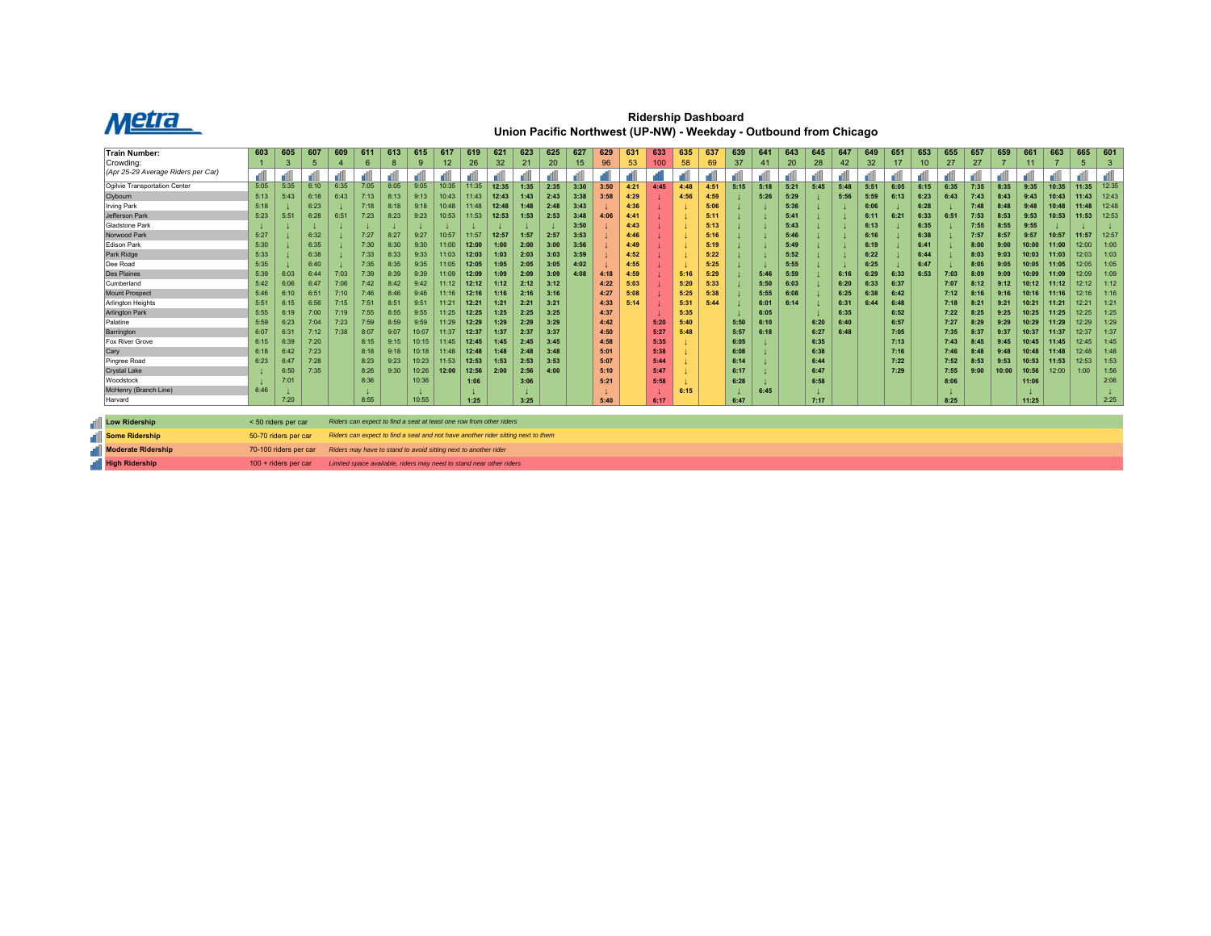# Ridership Dashboard

## Union Pacific Northwest (UP-NW) - Weekday - Outbound from Chicago

| Train Number: | 603 | 605 | 607 | 609 | 611 | 613 | 615 | 617 | 619 | 621 | 623 | 625 | 627 | 629 | 631 | 633 | 635 | 637 | 639 | 641 | 643 | 645 | 647 | 649 | 651 | 653 | 655 | 657 | 659 | 661 | 663 | 665 | 601 |
|---|---|---|---|---|---|---|---|---|---|---|---|---|---|---|---|---|---|---|---|---|---|---|---|---|---|---|---|---|---|---|---|---|---|
| Crowding: | 1 | 3 | 5 | 4 | 6 | 8 | 9 | 12 | 26 | 32 | 21 | 20 | 15 | 96 | 53 | 100 | 58 | 69 | 37 | 41 | 20 | 28 | 42 | 32 | 17 | 10 | 27 | 27 | 7 | 11 | 7 | 5 | 3 |
| *(Apr 25-29 Average Riders per Car)* | | | | | | | | | | | | | | | | | | | | | | | | | | | | | | | | | |
| Ogilvie Transportation Center | 5:05 | 5:35 | 6:10 | 6:35 | 7:05 | 8:05 | 9:05 | 10:35 | 11:35 | 12:35 | 1:35 | 2:35 | 3:30 | 3:50 | 4:21 | 4:45 | 4:48 | 4:51 | 5:15 | 5:18 | 5:21 | 5:45 | 5:48 | 5:51 | 6:05 | 6:15 | 6:35 | 7:35 | 8:35 | 9:35 | 10:35 | 11:35 | 12:35 |
| Clybourn | 5:13 | 5:43 | 6:18 | 6:43 | 7:13 | 8:13 | 9:13 | 10:43 | 11:43 | 12:43 | 1:43 | 2:43 | 3:38 | 3:58 | 4:29 | ↓ | 4:56 | 4:59 | ↓ | 5:26 | 5:29 | ↓ | 5:56 | 5:59 | 6:13 | 6:23 | 6:43 | 7:43 | 8:43 | 9:43 | 10:43 | 11:43 | 12:43 |
| Irving Park | 5:18 | ↓ | 6:23 | ↓ | 7:18 | 8:18 | 9:18 | 10:48 | 11:48 | 12:48 | 1:48 | 2:48 | 3:43 | ↓ | 4:36 | ↓ | ↓ | 5:06 | ↓ | ↓ | 5:36 | ↓ | ↓ | 6:06 | ↓ | 6:28 | ↓ | 7:48 | 8:48 | 9:48 | 10:48 | 11:48 | 12:48 |
| Jefferson Park | 5:23 | 5:51 | 6:28 | 6:51 | 7:23 | 8:23 | 9:23 | 10:53 | 11:53 | 12:53 | 1:53 | 2:53 | 3:48 | 4:06 | 4:41 | ↓ | ↓ | 5:11 | ↓ | ↓ | 5:41 | ↓ | ↓ | 6:11 | 6:21 | 6:33 | 6:51 | 7:53 | 8:53 | 9:53 | 10:53 | 11:53 | 12:53 |
| Gladstone Park | ↓ | ↓ | ↓ | ↓ | ↓ | ↓ | ↓ | ↓ | ↓ | ↓ | ↓ | ↓ | 3:50 | ↓ | 4:43 | ↓ | ↓ | 5:13 | ↓ | ↓ | 5:43 | ↓ | ↓ | 6:13 | ↓ | 6:35 | ↓ | 7:55 | 8:55 | 9:55 | ↓ | ↓ | ↓ |
| Norwood Park | 5:27 | ↓ | 6:32 | ↓ | 7:27 | 8:27 | 9:27 | 10:57 | 11:57 | 12:57 | 1:57 | 2:57 | 3:53 | ↓ | 4:46 | ↓ | ↓ | 5:16 | ↓ | ↓ | 5:46 | ↓ | ↓ | 6:16 | ↓ | 6:38 | ↓ | 7:57 | 8:57 | 9:57 | 10:57 | 11:57 | 12:57 |
| Edison Park | 5:30 | ↓ | 6:35 | ↓ | 7:30 | 8:30 | 9:30 | 11:00 | 12:00 | 1:00 | 2:00 | 3:00 | 3:56 | ↓ | 4:49 | ↓ | ↓ | 5:19 | ↓ | ↓ | 5:49 | ↓ | ↓ | 6:19 | ↓ | 6:41 | ↓ | 8:00 | 9:00 | 10:00 | 11:00 | 12:00 | 1:00 |
| Park Ridge | 5:33 | ↓ | 6:38 | ↓ | 7:33 | 8:33 | 9:33 | 11:03 | 12:03 | 1:03 | 2:03 | 3:03 | 3:59 | ↓ | 4:52 | ↓ | ↓ | 5:22 | ↓ | ↓ | 5:52 | ↓ | ↓ | 6:22 | ↓ | 6:44 | ↓ | 8:03 | 9:03 | 10:03 | 11:03 | 12:03 | 1:03 |
| Dee Road | 5:35 | ↓ | 6:40 | ↓ | 7:35 | 8:35 | 9:35 | 11:05 | 12:05 | 1:05 | 2:05 | 3:05 | 4:02 | ↓ | 4:55 | ↓ | ↓ | 5:25 | ↓ | ↓ | 5:55 | ↓ | ↓ | 6:25 | ↓ | 6:47 | ↓ | 8:05 | 9:05 | 10:05 | 11:05 | 12:05 | 1:05 |
| Des Plaines | 5:39 | 6:03 | 6:44 | 7:03 | 7:39 | 8:39 | 9:39 | 11:09 | 12:09 | 1:09 | 2:09 | 3:09 | 4:08 | 4:18 | 4:59 | ↓ | 5:16 | 5:29 | ↓ | 5:46 | 5:59 | ↓ | 6:16 | 6:29 | 6:33 | 6:53 | 7:03 | 8:09 | 9:09 | 10:09 | 11:09 | 12:09 | 1:09 |
| Cumberland | 5:42 | 6:06 | 6:47 | 7:06 | 7:42 | 8:42 | 9:42 | 11:12 | 12:12 | 1:12 | 2:12 | 3:12 | | 4:22 | 5:03 | ↓ | 5:20 | 5:33 | ↓ | 5:50 | 6:03 | ↓ | 6:20 | 6:33 | 6:37 | | 7:07 | 8:12 | 9:12 | 10:12 | 11:12 | 12:12 | 1:12 |
| Mount Prospect | 5:46 | 6:10 | 6:51 | 7:10 | 7:46 | 8:46 | 9:46 | 11:16 | 12:16 | 1:16 | 2:16 | 3:16 | | 4:27 | 5:08 | ↓ | 5:25 | 5:38 | ↓ | 5:55 | 6:08 | ↓ | 6:25 | 6:38 | 6:42 | | 7:12 | 8:16 | 9:16 | 10:16 | 11:16 | 12:16 | 1:16 |
| Arlington Heights | 5:51 | 6:15 | 6:56 | 7:15 | 7:51 | 8:51 | 9:51 | 11:21 | 12:21 | 1:21 | 2:21 | 3:21 | | 4:33 | 5:14 | ↓ | 5:31 | 5:44 | ↓ | 6:01 | 6:14 | ↓ | 6:31 | 6:44 | 6:48 | | 7:18 | 8:21 | 9:21 | 10:21 | 11:21 | 12:21 | 1:21 |
| Arlington Park | 5:55 | 6:19 | 7:00 | 7:19 | 7:55 | 8:55 | 9:55 | 11:25 | 12:25 | 1:25 | 2:25 | 3:25 | | 4:37 | | ↓ | 5:35 | | ↓ | 6:05 | | ↓ | 6:35 | | 6:52 | | 7:22 | 8:25 | 9:25 | 10:25 | 11:25 | 12:25 | 1:25 |
| Palatine | 5:59 | 6:23 | 7:04 | 7:23 | 7:59 | 8:59 | 9:59 | 11:29 | 12:29 | 1:29 | 2:29 | 3:29 | | 4:42 | | 5:20 | 5:40 | | 5:50 | 6:10 | | 6:20 | 6:40 | | 6:57 | | 7:27 | 8:29 | 9:29 | 10:29 | 11:29 | 12:29 | 1:29 |
| Barrington | 6:07 | 6:31 | 7:12 | 7:38 | 8:07 | 9:07 | 10:07 | 11:37 | 12:37 | 1:37 | 2:37 | 3:37 | | 4:50 | | 5:27 | 5:48 | | 5:57 | 6:18 | | 6:27 | 6:48 | | 7:05 | | 7:35 | 8:37 | 9:37 | 10:37 | 11:37 | 12:37 | 1:37 |
| Fox River Grove | 6:15 | 6:39 | 7:20 | | 8:15 | 9:15 | 10:15 | 11:45 | 12:45 | 1:45 | 2:45 | 3:45 | | 4:58 | | 5:35 | ↓ | | 6:05 | ↓ | | 6:35 | | | 7:13 | | 7:43 | 8:45 | 9:45 | 10:45 | 11:45 | 12:45 | 1:45 |
| Cary | 6:18 | 6:42 | 7:23 | | 8:18 | 9:18 | 10:18 | 11:48 | 12:48 | 1:48 | 2:48 | 3:48 | | 5:01 | | 5:38 | ↓ | | 6:08 | ↓ | | 6:38 | | | 7:16 | | 7:46 | 8:48 | 9:48 | 10:48 | 11:48 | 12:48 | 1:48 |
| Pingree Road | 6:23 | 6:47 | 7:28 | | 8:23 | 9:23 | 10:23 | 11:53 | 12:53 | 1:53 | 2:53 | 3:53 | | 5:07 | | 5:44 | ↓ | | 6:14 | ↓ | | 6:44 | | | 7:22 | | 7:52 | 8:53 | 9:53 | 10:53 | 11:53 | 12:53 | 1:53 |
| Crystal Lake | ↓ | 6:50 | 7:35 | | 8:26 | 9:30 | 10:26 | 12:00 | 12:56 | 2:00 | 2:56 | 4:00 | | 5:10 | | 5:47 | ↓ | | 6:17 | ↓ | | 6:47 | | | 7:29 | | 7:55 | 9:00 | 10:00 | 10:56 | 12:00 | 1:00 | 1:56 |
| Woodstock | ↓ | 7:01 | | | 8:36 | | 10:36 | | 1:06 | | 3:06 | | | 5:21 | | 5:58 | ↓ | | 6:28 | ↓ | | 6:58 | | | | | 8:06 | | | 11:06 | | | 2:06 |
| McHenry (Branch Line) | 6:46 | ↓ | | | ↓ | | ↓ | | ↓ | | ↓ | | | ↓ | | ↓ | 6:15 | | ↓ | 6:45 | | ↓ | | | | | ↓ | | | ↓ | | | ↓ |
| Harvard | | 7:20 | | | 8:55 | | 10:55 | | 1:25 | | 3:25 | | | 5:40 | | 6:17 | | | 6:47 | | | 7:17 | | | | | 8:25 | | | 11:25 | | | 2:25 |

| | | |
|---|---|---|
| **Low Ridership** | < 50 riders per car | *Riders can expect to find a seat at least one row from other riders* |
| **Some Ridership** | 50-70 riders per car | *Riders can expect to find a seat and not have another rider sitting next to them* |
| **Moderate Ridership** | 70-100 riders per car | *Riders may have to stand to avoid sitting next to another rider* |
| **High Ridership** | 100 + riders per car | *Limited space available, riders may need to stand near other riders* |